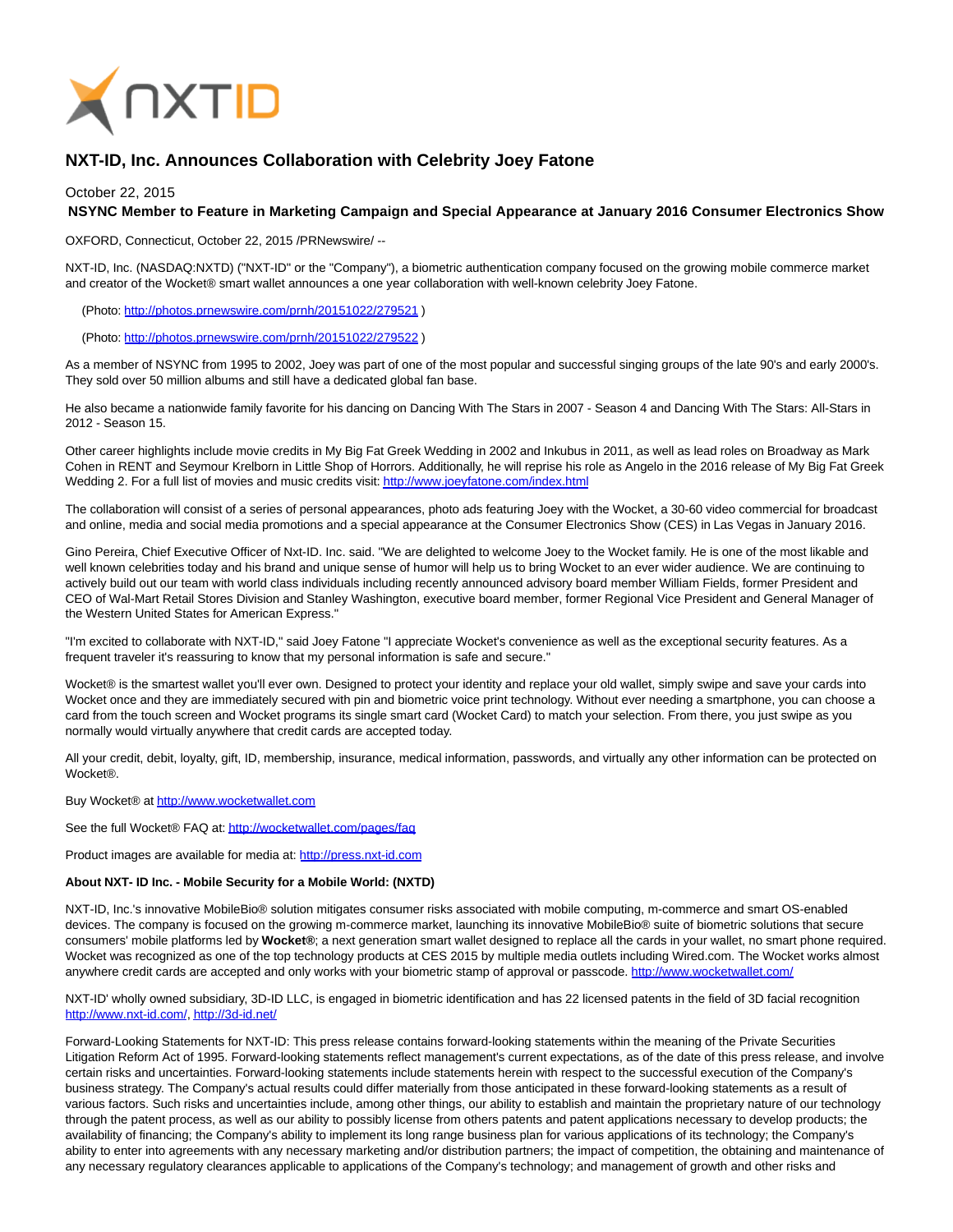# NXT-ID, Inc. Announces Collaboration with Celebrity Joey Fatone

October 22, 2015

**NSYNC Member to Feature in Marketing Campaign and Special Appearance at January 2016 Consumer Electronics Show**

OXFORD, Connecticut, October 22, 2015 /PRNewswire/ --

NXT-ID, Inc. (NASDAQ:NXTD) ("NXT-ID" or the "Company"), a biometric authentication company focused on the growing mobile commerce market and creator of the Wocket® smart wallet announces a one year collaboration with well-known celebrity Joey Fatone.

(Photo: http://photos.prnewswire.com/prnh/20151022/279521 )

(Photo: http://photos.prnewswire.com/prnh/20151022/279522 )

As a member of NSYNC from 1995 to 2002, Joey was part of one of the most popular and successful singing groups of the late 90's and early 2000's. They sold over 50 million albums and still have a dedicated global fan base.

He also became a nationwide family favorite for his dancing on Dancing With The Stars in 2007 - Season 4 and Dancing With The Stars: All-Stars in 2012 - Season 15.

Other career highlights include movie credits in My Big Fat Greek Wedding in 2002 and Inkubus in 2011, as well as lead roles on Broadway as Mark Cohen in RENT and Seymour Krelborn in Little Shop of Horrors. Additionally, he will reprise his role as Angelo in the 2016 release of My Big Fat Greek Wedding 2. For a full list of movies and music credits visit: http://www.joeyfatone.com/index.html

The collaboration will consist of a series of personal appearances, photo ads featuring Joey with the Wocket, a 30-60 video commercial for broadcast and online, media and social media promotions and a special appearance at the Consumer Electronics Show (CES) in Las Vegas in January 2016.

Gino Pereira, Chief Executive Officer of Nxt-ID. Inc. said. "We are delighted to welcome Joey to the Wocket family. He is one of the most likable and well known celebrities today and his brand and unique sense of humor will help us to bring Wocket to an ever wider audience. We are continuing to actively build out our team with world class individuals including recently announced advisory board member William Fields, former President and CEO of Wal-Mart Retail Stores Division and Stanley Washington, executive board member, former Regional Vice President and General Manager of the Western United States for American Express."

"I'm excited to collaborate with NXT-ID," said Joey Fatone "I appreciate Wocket's convenience as well as the exceptional security features. As a frequent traveler it's reassuring to know that my personal information is safe and secure."

Wocket® is the smartest wallet you'll ever own. Designed to protect your identity and replace your old wallet, simply swipe and save your cards into Wocket once and they are immediately secured with pin and biometric voice print technology. Without ever needing a smartphone, you can choose a card from the touch screen and Wocket programs its single smart card (Wocket Card) to match your selection. From there, you just swipe as you normally would virtually anywhere that credit cards are accepted today.

All your credit, debit, loyalty, gift, ID, membership, insurance, medical information, passwords, and virtually any other information can be protected on Wocket®.

Buy Wocket® at http://www.wocketwallet.com

See the full Wocket® FAQ at: http://wocketwallet.com/pages/faq

Product images are available for media at: http://press.nxt-id.com

**About NXT- ID Inc. - Mobile Security for a Mobile World: (NXTD)**

NXT-ID, Inc.'s innovative MobileBio® solution mitigates consumer risks associated with mobile computing, m-commerce and smart OS-enabled devices. The company is focused on the growing m-commerce market, launching its innovative MobileBio® suite of biometric solutions that secure consumers' mobile platforms led by **Wocket®**; a next generation smart wallet designed to replace all the cards in your wallet, no smart phone required. Wocket was recognized as one of the top technology products at CES 2015 by multiple media outlets including Wired.com. The Wocket works almost anywhere credit cards are accepted and only works with your biometric stamp of approval or passcode. http://www.wocketwallet.com/

NXT-ID' wholly owned subsidiary, 3D-ID LLC, is engaged in biometric identification and has 22 licensed patents in the field of 3D facial recognition http://www.nxt-id.com/, http://3d-id.net/

Forward-Looking Statements for NXT-ID: This press release contains forward-looking statements within the meaning of the Private Securities Litigation Reform Act of 1995. Forward-looking statements reflect management's current expectations, as of the date of this press release, and involve certain risks and uncertainties. Forward-looking statements include statements herein with respect to the successful execution of the Company's business strategy. The Company's actual results could differ materially from those anticipated in these forward-looking statements as a result of various factors. Such risks and uncertainties include, among other things, our ability to establish and maintain the proprietary nature of our technology through the patent process, as well as our ability to possibly license from others patents and patent applications necessary to develop products; the availability of financing; the Company's ability to implement its long range business plan for various applications of its technology; the Company's ability to enter into agreements with any necessary marketing and/or distribution partners; the impact of competition, the obtaining and maintenance of any necessary regulatory clearances applicable to applications of the Company's technology; and management of growth and other risks and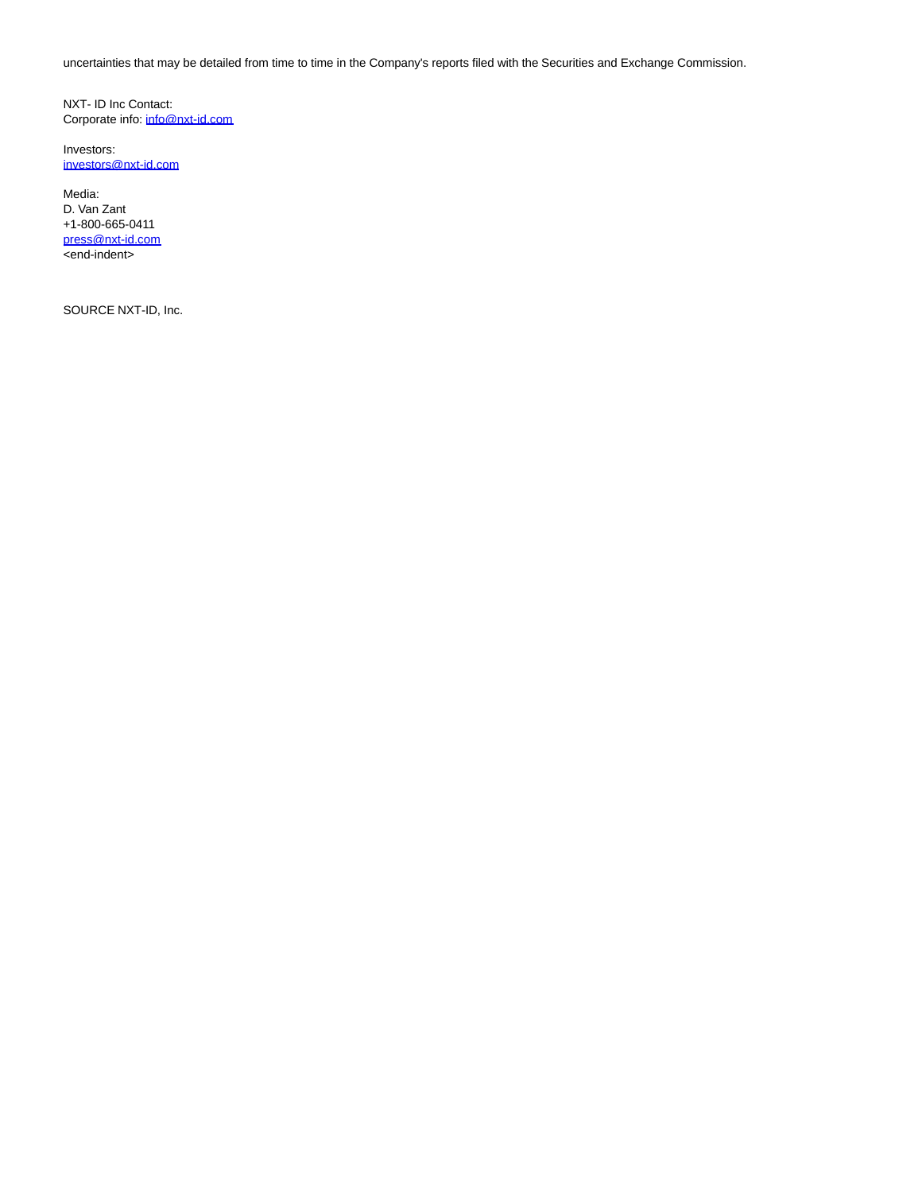uncertainties that may be detailed from time to time in the Company's reports filed with the Securities and Exchange Commission.

NXT- ID Inc Contact:
Corporate info: info@nxt-id.com

Investors:
investors@nxt-id.com

Media:
D. Van Zant
+1-800-665-0411
press@nxt-id.com
<end-indent>

SOURCE NXT-ID, Inc.